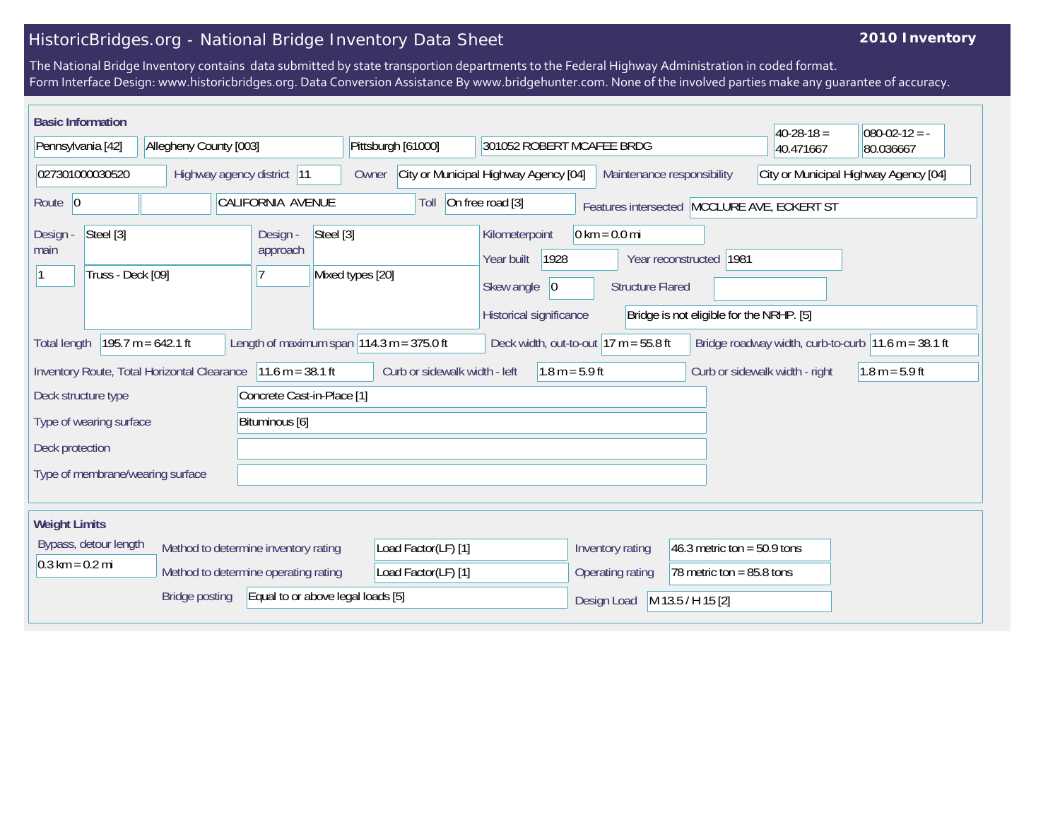# HistoricBridges.org - National Bridge Inventory Data Sheet

**2010 Inventory**

The National Bridge Inventory contains data submitted by state transportion departments to the Federal Highway Administration in coded format.
Form Interface Design: www.historicbridges.org. Data Conversion Assistance By www.bridgehunter.com. None of the involved parties make any guarantee of accuracy.

## Basic Information

| | |
|---|---|
| State | Pennsylvania [42] |
| County | Allegheny County [003] |
| Place | Pittsburgh [61000] |
| Name | 301052 ROBERT MCAFEE BRDG |
| Latitude | 40-28-18 = 40.471667 |
| Longitude | 080-02-12 = -80.036667 |
| Structure number | 027301000030520 |
| Highway agency district | 11 |
| Owner | City or Municipal Highway Agency [04] |
| Maintenance responsibility | City or Municipal Highway Agency [04] |
| Route | 0 |
| Facility carried | CALIFORNIA AVENUE |
| Toll | On free road [3] |
| Features intersected | MCCLURE AVE, ECKERT ST |
| Design - main | Steel [3] |
| Main spans | 1 |
| Main design type | Truss - Deck [09] |
| Design - approach | Steel [3] |
| Approach spans | 7 |
| Approach design type | Mixed types [20] |
| Kilometerpoint | 0 km = 0.0 mi |
| Year built | 1928 |
| Year reconstructed | 1981 |
| Skew angle | 0 |
| Structure Flared | |
| Historical significance | Bridge is not eligible for the NRHP. [5] |
| Total length | 195.7 m = 642.1 ft |
| Length of maximum span | 114.3 m = 375.0 ft |
| Deck width, out-to-out | 17 m = 55.8 ft |
| Bridge roadway width, curb-to-curb | 11.6 m = 38.1 ft |
| Inventory Route, Total Horizontal Clearance | 11.6 m = 38.1 ft |
| Curb or sidewalk width - left | 1.8 m = 5.9 ft |
| Curb or sidewalk width - right | 1.8 m = 5.9 ft |
| Deck structure type | Concrete Cast-in-Place [1] |
| Type of wearing surface | Bituminous [6] |
| Deck protection | |
| Type of membrane/wearing surface | |

## Weight Limits

| | |
|---|---|
| Bypass, detour length | 0.3 km = 0.2 mi |
| Method to determine inventory rating | Load Factor(LF) [1] |
| Method to determine operating rating | Load Factor(LF) [1] |
| Bridge posting | Equal to or above legal loads [5] |
| Inventory rating | 46.3 metric ton = 50.9 tons |
| Operating rating | 78 metric ton = 85.8 tons |
| Design Load | M 13.5 / H 15 [2] |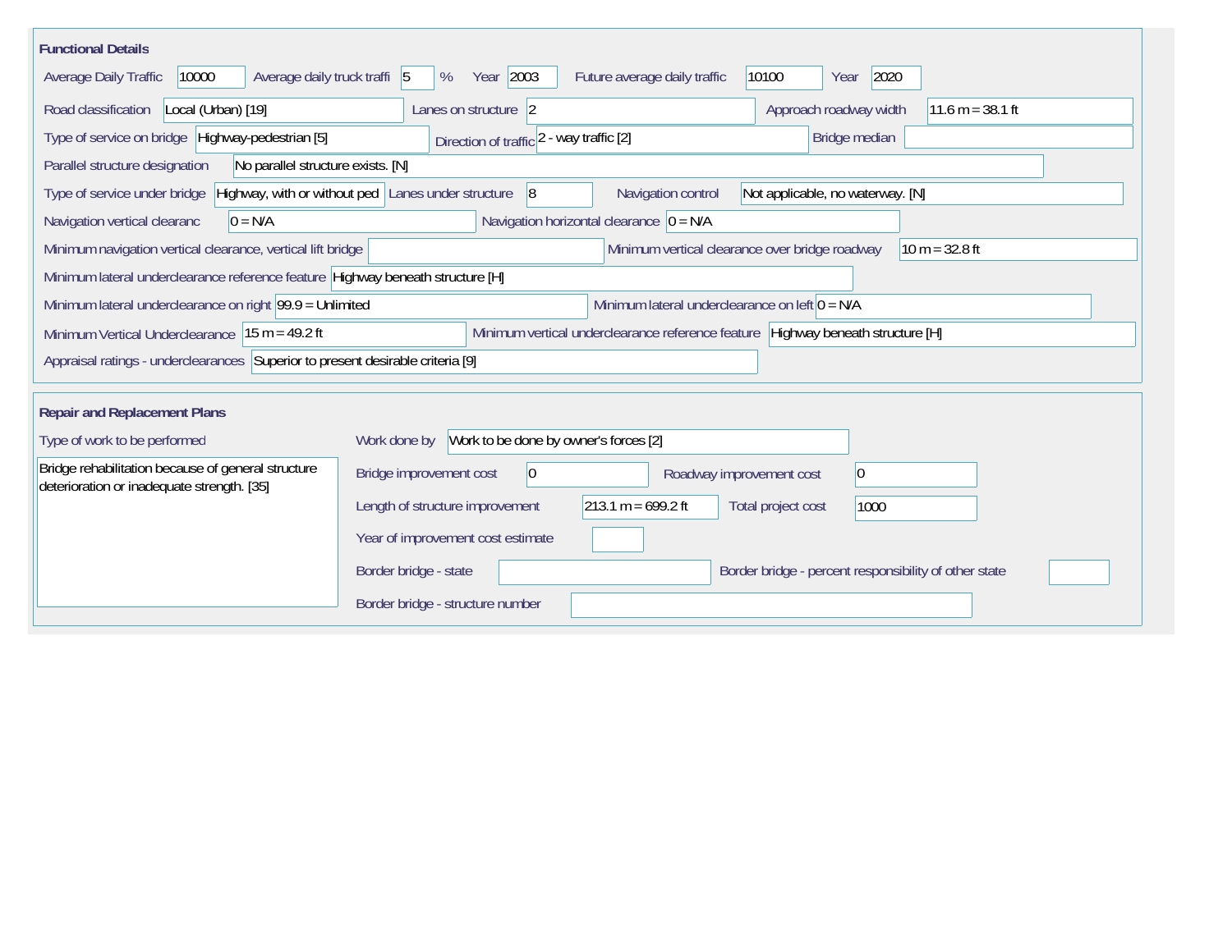## Functional Details

| Field | Value |
|---|---|
| Average Daily Traffic | 10000 |
| Average daily truck traffi | 5 % |
| Year | 2003 |
| Future average daily traffic | 10100 |
| Year | 2020 |
| Road classification | Local (Urban) [19] |
| Lanes on structure | 2 |
| Approach roadway width | 11.6 m = 38.1 ft |
| Type of service on bridge | Highway-pedestrian [5] |
| Direction of traffic | 2 - way traffic [2] |
| Bridge median | |
| Parallel structure designation | No parallel structure exists. [N] |
| Type of service under bridge | Highway, with or without ped |
| Lanes under structure | 8 |
| Navigation control | Not applicable, no waterway. [N] |
| Navigation vertical clearanc | 0 = N/A |
| Navigation horizontal clearance | 0 = N/A |
| Minimum navigation vertical clearance, vertical lift bridge | |
| Minimum vertical clearance over bridge roadway | 10 m = 32.8 ft |
| Minimum lateral underclearance reference feature | Highway beneath structure [H] |
| Minimum lateral underclearance on right | 99.9 = Unlimited |
| Minimum lateral underclearance on left | 0 = N/A |
| Minimum Vertical Underclearance | 15 m = 49.2 ft |
| Minimum vertical underclearance reference feature | Highway beneath structure [H] |
| Appraisal ratings - underclearances | Superior to present desirable criteria [9] |

## Repair and Replacement Plans

| Field | Value |
|---|---|
| Type of work to be performed | Bridge rehabilitation because of general structure deterioration or inadequate strength. [35] |
| Work done by | Work to be done by owner's forces [2] |
| Bridge improvement cost | 0 |
| Roadway improvement cost | 0 |
| Length of structure improvement | 213.1 m = 699.2 ft |
| Total project cost | 1000 |
| Year of improvement cost estimate | |
| Border bridge - state | |
| Border bridge - percent responsibility of other state | |
| Border bridge - structure number | |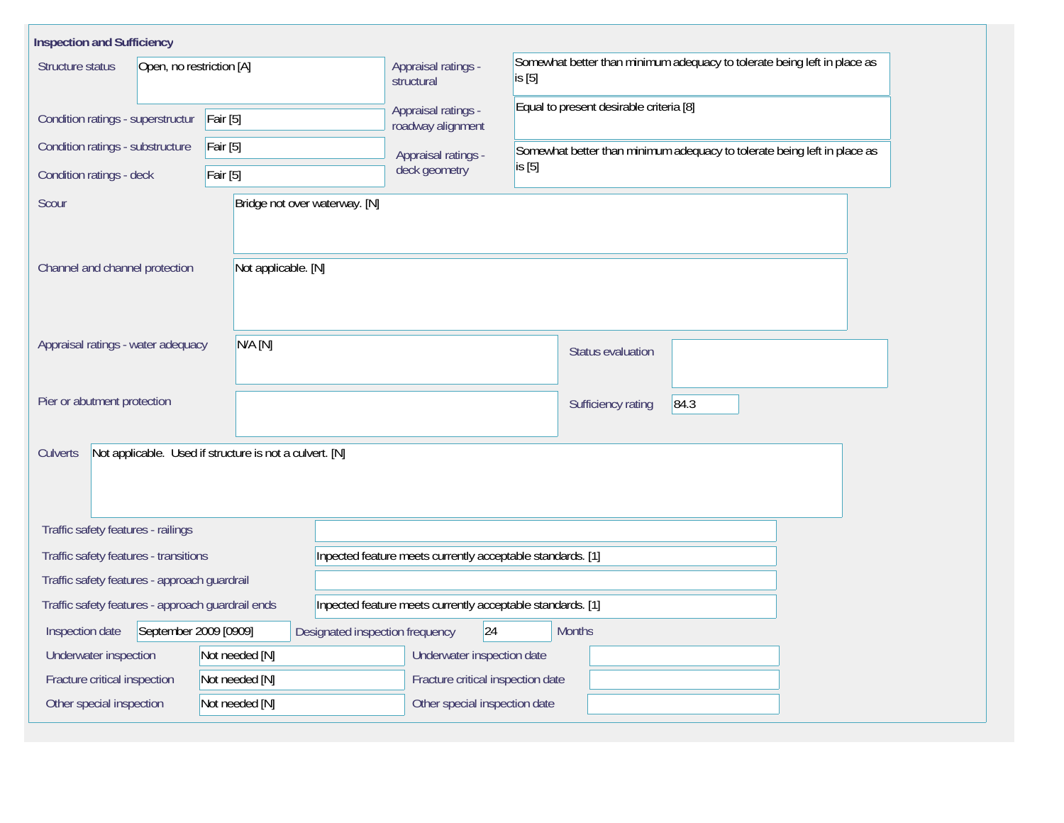## Inspection and Sufficiency

| Field | Value |
|---|---|
| Structure status | Open, no restriction [A] |
| Condition ratings - superstructur | Fair [5] |
| Condition ratings - substructure | Fair [5] |
| Condition ratings - deck | Fair [5] |
| Appraisal ratings - structural | Somewhat better than minimum adequacy to tolerate being left in place as is [5] |
| Appraisal ratings - roadway alignment | Equal to present desirable criteria [8] |
| Appraisal ratings - deck geometry | Somewhat better than minimum adequacy to tolerate being left in place as is [5] |
| Scour | Bridge not over waterway. [N] |
| Channel and channel protection | Not applicable. [N] |
| Appraisal ratings - water adequacy | N/A [N] |
| Status evaluation | |
| Pier or abutment protection | |
| Sufficiency rating | 84.3 |
| Culverts | Not applicable. Used if structure is not a culvert. [N] |
| Traffic safety features - railings | |
| Traffic safety features - transitions | Inpected feature meets currently acceptable standards. [1] |
| Traffic safety features - approach guardrail | |
| Traffic safety features - approach guardrail ends | Inpected feature meets currently acceptable standards. [1] |
| Inspection date | September 2009 [0909] |
| Designated inspection frequency | 24 Months |
| Underwater inspection | Not needed [N] |
| Underwater inspection date | |
| Fracture critical inspection | Not needed [N] |
| Fracture critical inspection date | |
| Other special inspection | Not needed [N] |
| Other special inspection date | |